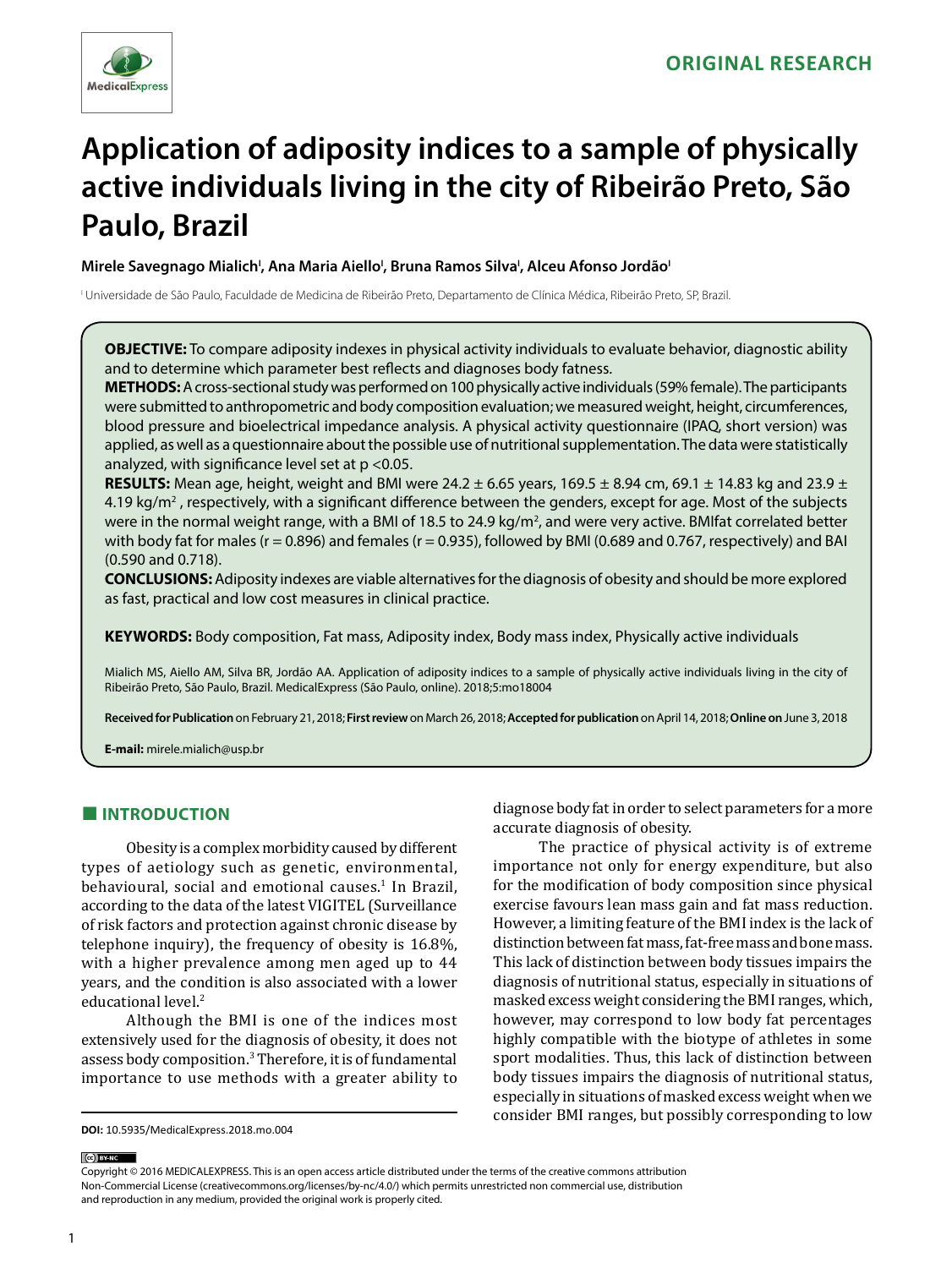# Application of adiposity indices to a sample of physically active individuals living in the city of Ribeirão Preto, São Paulo, Brazil

**Mirele Savegnago Mialich[I], Ana Maria Aiello[I], Bruna Ramos Silva[I], Alceu Afonso Jordão[I]**

[I] Universidade de São Paulo, Faculdade de Medicina de Ribeirão Preto, Departamento de Clínica Médica, Ribeirão Preto, SP, Brazil.

**OBJECTIVE:** To compare adiposity indexes in physical activity individuals to evaluate behavior, diagnostic ability and to determine which parameter best reflects and diagnoses body fatness.

**METHODS:** A cross-sectional study was performed on 100 physically active individuals (59% female). The participants were submitted to anthropometric and body composition evaluation; we measured weight, height, circumferences, blood pressure and bioelectrical impedance analysis. A physical activity questionnaire (IPAQ, short version) was applied, as well as a questionnaire about the possible use of nutritional supplementation. The data were statistically analyzed, with significance level set at $p < 0.05$.

**RESULTS:** Mean age, height, weight and BMI were 24.2 ± 6.65 years, 169.5 ± 8.94 cm, 69.1 ± 14.83 kg and 23.9 ± 4.19 kg/m$^2$, respectively, with a significant difference between the genders, except for age. Most of the subjects were in the normal weight range, with a BMI of 18.5 to 24.9 kg/m$^2$, and were very active. BMIfat correlated better with body fat for males (r = 0.896) and females (r = 0.935), followed by BMI (0.689 and 0.767, respectively) and BAI (0.590 and 0.718).

**CONCLUSIONS:** Adiposity indexes are viable alternatives for the diagnosis of obesity and should be more explored as fast, practical and low cost measures in clinical practice.

**KEYWORDS:** Body composition, Fat mass, Adiposity index, Body mass index, Physically active individuals

Mialich MS, Aiello AM, Silva BR, Jordão AA. Application of adiposity indices to a sample of physically active individuals living in the city of Ribeirão Preto, São Paulo, Brazil. MedicalExpress (São Paulo, online). 2018;5:mo18004

**Received for Publication** on February 21, 2018; **First review** on March 26, 2018; **Accepted for publication** on April 14, 2018; **Online on** June 3, 2018

**E-mail:** mirele.mialich@usp.br

## INTRODUCTION

Obesity is a complex morbidity caused by different types of aetiology such as genetic, environmental, behavioural, social and emotional causes.[1] In Brazil, according to the data of the latest VIGITEL (Surveillance of risk factors and protection against chronic disease by telephone inquiry), the frequency of obesity is 16.8%, with a higher prevalence among men aged up to 44 years, and the condition is also associated with a lower educational level.[2]

Although the BMI is one of the indices most extensively used for the diagnosis of obesity, it does not assess body composition.[3] Therefore, it is of fundamental importance to use methods with a greater ability to diagnose body fat in order to select parameters for a more accurate diagnosis of obesity.

The practice of physical activity is of extreme importance not only for energy expenditure, but also for the modification of body composition since physical exercise favours lean mass gain and fat mass reduction. However, a limiting feature of the BMI index is the lack of distinction between fat mass, fat-free mass and bone mass. This lack of distinction between body tissues impairs the diagnosis of nutritional status, especially in situations of masked excess weight considering the BMI ranges, which, however, may correspond to low body fat percentages highly compatible with the biotype of athletes in some sport modalities. Thus, this lack of distinction between body tissues impairs the diagnosis of nutritional status, especially in situations of masked excess weight when we consider BMI ranges, but possibly corresponding to low

**DOI:** 10.5935/MedicalExpress.2018.mo.004

Copyright © 2016 MEDICALEXPRESS. This is an open access article distributed under the terms of the creative commons attribution Non-Commercial License (creativecommons.org/licenses/by-nc/4.0/) which permits unrestricted non commercial use, distribution and reproduction in any medium, provided the original work is properly cited.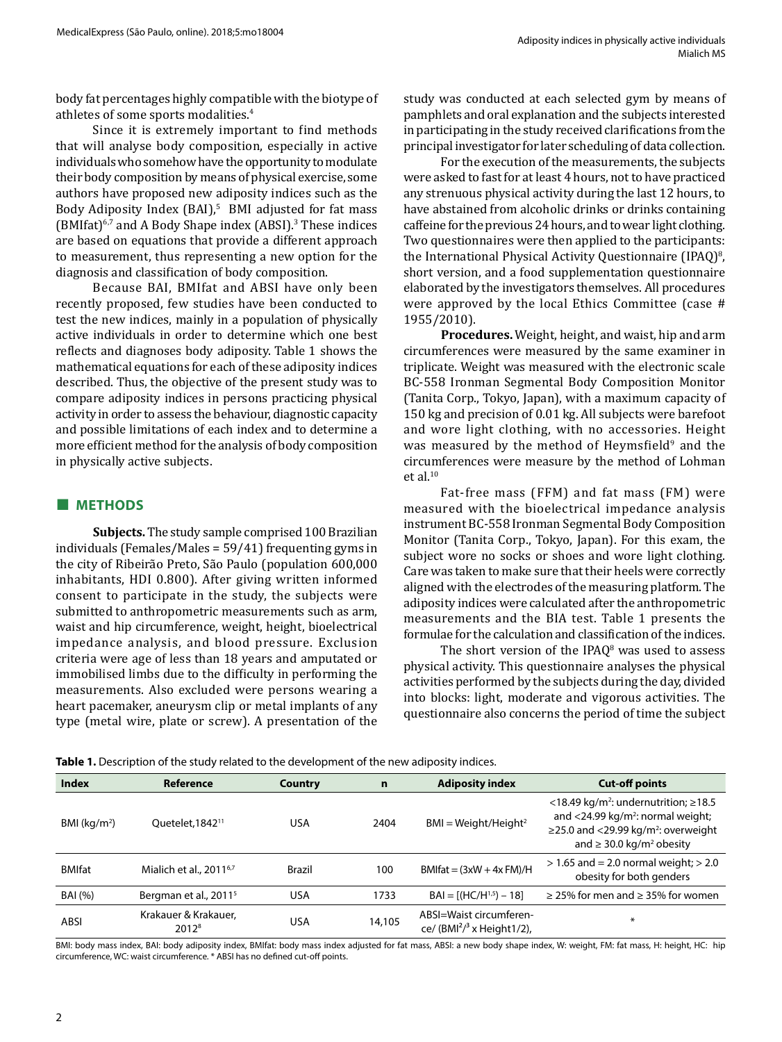body fat percentages highly compatible with the biotype of athletes of some sports modalities.[4]

Since it is extremely important to find methods that will analyse body composition, especially in active individuals who somehow have the opportunity to modulate their body composition by means of physical exercise, some authors have proposed new adiposity indices such as the Body Adiposity Index (BAI),[5] BMI adjusted for fat mass (BMIfat)[6,7] and A Body Shape index (ABSI).[3] These indices are based on equations that provide a different approach to measurement, thus representing a new option for the diagnosis and classification of body composition.

Because BAI, BMIfat and ABSI have only been recently proposed, few studies have been conducted to test the new indices, mainly in a population of physically active individuals in order to determine which one best reflects and diagnoses body adiposity. Table 1 shows the mathematical equations for each of these adiposity indices described. Thus, the objective of the present study was to compare adiposity indices in persons practicing physical activity in order to assess the behaviour, diagnostic capacity and possible limitations of each index and to determine a more efficient method for the analysis of body composition in physically active subjects.

## METHODS

**Subjects.** The study sample comprised 100 Brazilian individuals (Females/Males = 59/41) frequenting gyms in the city of Ribeirão Preto, São Paulo (population 600,000 inhabitants, HDI 0.800). After giving written informed consent to participate in the study, the subjects were submitted to anthropometric measurements such as arm, waist and hip circumference, weight, height, bioelectrical impedance analysis, and blood pressure. Exclusion criteria were age of less than 18 years and amputated or immobilised limbs due to the difficulty in performing the measurements. Also excluded were persons wearing a heart pacemaker, aneurysm clip or metal implants of any type (metal wire, plate or screw). A presentation of the study was conducted at each selected gym by means of pamphlets and oral explanation and the subjects interested in participating in the study received clarifications from the principal investigator for later scheduling of data collection.

For the execution of the measurements, the subjects were asked to fast for at least 4 hours, not to have practiced any strenuous physical activity during the last 12 hours, to have abstained from alcoholic drinks or drinks containing caffeine for the previous 24 hours, and to wear light clothing. Two questionnaires were then applied to the participants: the International Physical Activity Questionnaire (IPAQ)[8], short version, and a food supplementation questionnaire elaborated by the investigators themselves. All procedures were approved by the local Ethics Committee (case # 1955/2010).

**Procedures.** Weight, height, and waist, hip and arm circumferences were measured by the same examiner in triplicate. Weight was measured with the electronic scale BC-558 Ironman Segmental Body Composition Monitor (Tanita Corp., Tokyo, Japan), with a maximum capacity of 150 kg and precision of 0.01 kg. All subjects were barefoot and wore light clothing, with no accessories. Height was measured by the method of Heymsfield[9] and the circumferences were measure by the method of Lohman et al.[10]

Fat-free mass (FFM) and fat mass (FM) were measured with the bioelectrical impedance analysis instrument BC-558 Ironman Segmental Body Composition Monitor (Tanita Corp., Tokyo, Japan). For this exam, the subject wore no socks or shoes and wore light clothing. Care was taken to make sure that their heels were correctly aligned with the electrodes of the measuring platform. The adiposity indices were calculated after the anthropometric measurements and the BIA test. Table 1 presents the formulae for the calculation and classification of the indices.

The short version of the IPAQ[8] was used to assess physical activity. This questionnaire analyses the physical activities performed by the subjects during the day, divided into blocks: light, moderate and vigorous activities. The questionnaire also concerns the period of time the subject

**Table 1.** Description of the study related to the development of the new adiposity indices.

| Index | Reference | Country | n | Adiposity index | Cut-off points |
|---|---|---|---|---|---|
| BMI ($kg/m^2$) | Quetelet,1842[11] | USA | 2404 | $BMI = Weight/Height^2$ | <18.49 $kg/m^2$: undernutrition; ≥18.5 and <24.99 $kg/m^2$: normal weight; ≥25.0 and <29.99 $kg/m^2$: overweight and ≥ 30.0 $kg/m^2$ obesity |
| BMIfat | Mialich et al., 2011[6,7] | Brazil | 100 | $BMIfat = (3xW + 4x FM)/H$ | > 1.65 and = 2.0 normal weight; > 2.0 obesity for both genders |
| BAI (%) | Bergman et al., 2011[5] | USA | 1733 | $BAI = [(HC/H^{1.5}) - 18]$ | ≥ 25% for men and ≥ 35% for women |
| ABSI | Krakauer & Krakauer, 2012[8] | USA | 14,105 | ABSI=Waist circumference/ ($BMI^{2/3}$ x Height1/2), | * |

BMI: body mass index, BAI: body adiposity index, BMIfat: body mass index adjusted for fat mass, ABSI: a new body shape index, W: weight, FM: fat mass, H: height, HC: hip circumference, WC: waist circumference. * ABSI has no defined cut-off points.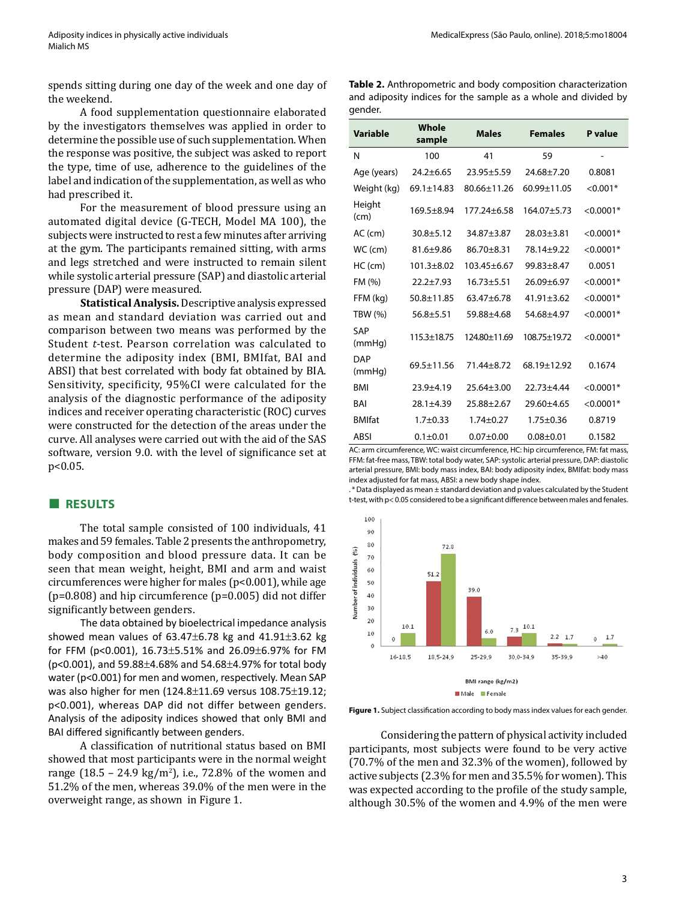spends sitting during one day of the week and one day of the weekend.

A food supplementation questionnaire elaborated by the investigators themselves was applied in order to determine the possible use of such supplementation. When the response was positive, the subject was asked to report the type, time of use, adherence to the guidelines of the label and indication of the supplementation, as well as who had prescribed it.

For the measurement of blood pressure using an automated digital device (G-TECH, Model MA 100), the subjects were instructed to rest a few minutes after arriving at the gym. The participants remained sitting, with arms and legs stretched and were instructed to remain silent while systolic arterial pressure (SAP) and diastolic arterial pressure (DAP) were measured.

**Statistical Analysis.** Descriptive analysis expressed as mean and standard deviation was carried out and comparison between two means was performed by the Student *t*-test. Pearson correlation was calculated to determine the adiposity index (BMI, BMIfat, BAI and ABSI) that best correlated with body fat obtained by BIA. Sensitivity, specificity, 95%CI were calculated for the analysis of the diagnostic performance of the adiposity indices and receiver operating characteristic (ROC) curves were constructed for the detection of the areas under the curve. All analyses were carried out with the aid of the SAS software, version 9.0. with the level of significance set at $p<0.05$.

## RESULTS

The total sample consisted of 100 individuals, 41 makes and 59 females. Table 2 presents the anthropometry, body composition and blood pressure data. It can be seen that mean weight, height, BMI and arm and waist circumferences were higher for males ($p<0.001$), while age ($p=0.808$) and hip circumference ($p=0.005$) did not differ significantly between genders.

The data obtained by bioelectrical impedance analysis showed mean values of 63.47±6.78 kg and 41.91±3.62 kg for FFM ($p<0.001$), 16.73±5.51% and 26.09±6.97% for FM ($p<0.001$), and 59.88±4.68% and 54.68±4.97% for total body water ($p<0.001$) for men and women, respectively. Mean SAP was also higher for men (124.8±11.69 versus 108.75±19.12; $p<0.001$), whereas DAP did not differ between genders. Analysis of the adiposity indices showed that only BMI and BAI differed significantly between genders.

A classification of nutritional status based on BMI showed that most participants were in the normal weight range (18.5 – 24.9 kg/m$^2$), i.e., 72.8% of the women and 51.2% of the men, whereas 39.0% of the men were in the overweight range, as shown in Figure 1.

**Table 2.** Anthropometric and body composition characterization and adiposity indices for the sample as a whole and divided by gender.

| Variable | Whole sample | Males | Females | P value |
|---|---|---|---|---|
| N | 100 | 41 | 59 | - |
| Age (years) | 24.2±6.65 | 23.95±5.59 | 24.68±7.20 | 0.8081 |
| Weight (kg) | 69.1±14.83 | 80.66±11.26 | 60.99±11.05 | <0.001* |
| Height (cm) | 169.5±8.94 | 177.24±6.58 | 164.07±5.73 | <0.0001* |
| AC (cm) | 30.8±5.12 | 34.87±3.87 | 28.03±3.81 | <0.0001* |
| WC (cm) | 81.6±9.86 | 86.70±8.31 | 78.14±9.22 | <0.0001* |
| HC (cm) | 101.3±8.02 | 103.45±6.67 | 99.83±8.47 | 0.0051 |
| FM (%) | 22.2±7.93 | 16.73±5.51 | 26.09±6.97 | <0.0001* |
| FFM (kg) | 50.8±11.85 | 63.47±6.78 | 41.91±3.62 | <0.0001* |
| TBW (%) | 56.8±5.51 | 59.88±4.68 | 54.68±4.97 | <0.0001* |
| SAP (mmHg) | 115.3±18.75 | 124.80±11.69 | 108.75±19.72 | <0.0001* |
| DAP (mmHg) | 69.5±11.56 | 71.44±8.72 | 68.19±12.92 | 0.1674 |
| BMI | 23.9±4.19 | 25.64±3.00 | 22.73±4.44 | <0.0001* |
| BAI | 28.1±4.39 | 25.88±2.67 | 29.60±4.65 | <0.0001* |
| BMIfat | 1.7±0.33 | 1.74±0.27 | 1.75±0.36 | 0.8719 |
| ABSI | 0.1±0.01 | 0.07±0.00 | 0.08±0.01 | 0.1582 |

AC: arm circumference, WC: waist circumference, HC: hip circumference, FM: fat mass, FFM: fat-free mass, TBW: total body water, SAP: systolic arterial pressure, DAP: diastolic arterial pressure, BMI: body mass index, BAI: body adiposity index, BMIfat: body mass index adjusted for fat mass, ABSI: a new body shape index.

. * Data displayed as mean ± standard deviation and p values calculated by the Student t-test, with p< 0.05 considered to be a significant difference between males and fenales.

**Figure 1.** Subject classification according to body mass index values for each gender.

Considering the pattern of physical activity included participants, most subjects were found to be very active (70.7% of the men and 32.3% of the women), followed by active subjects (2.3% for men and 35.5% for women). This was expected according to the profile of the study sample, although 30.5% of the women and 4.9% of the men were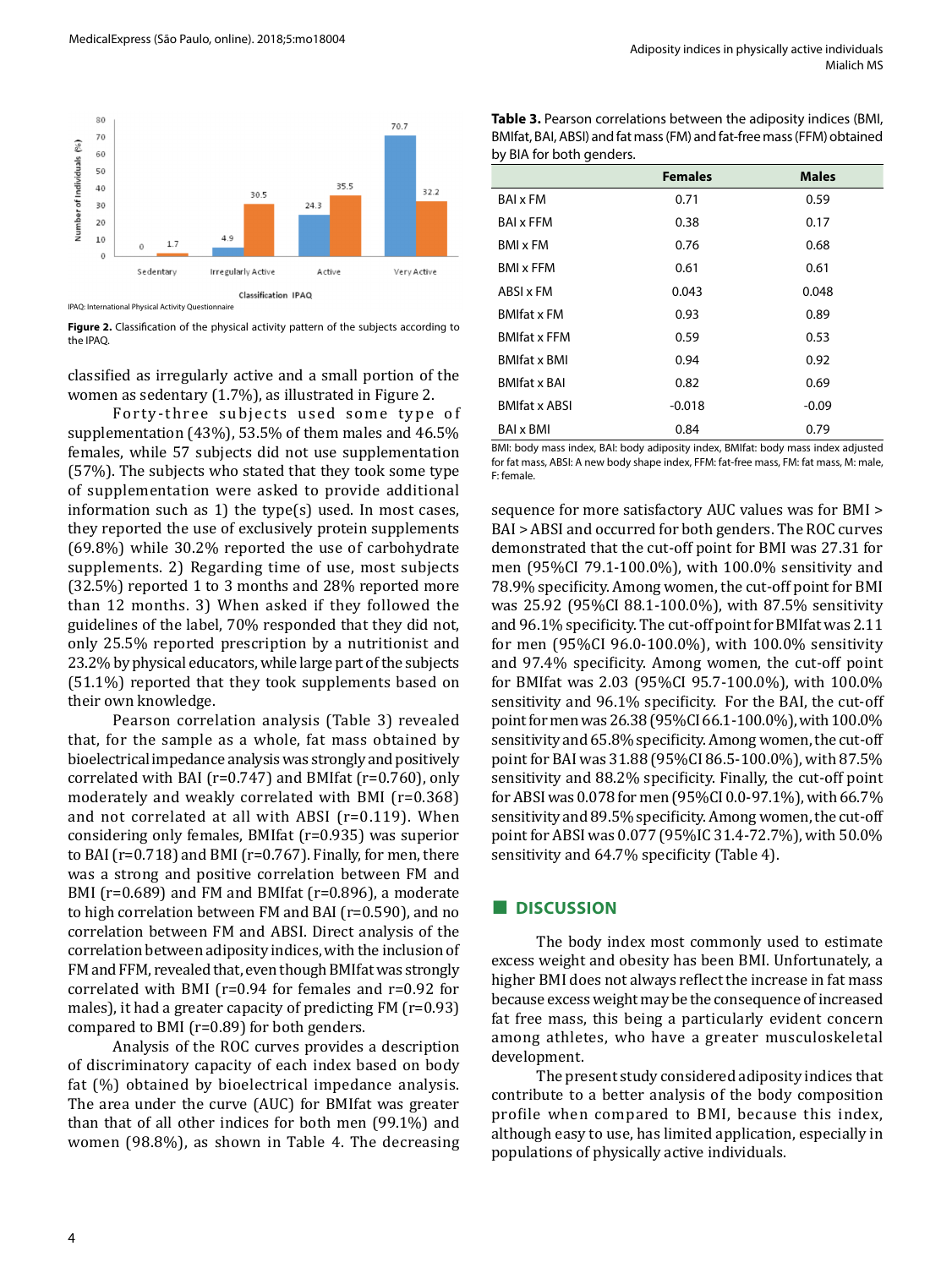IPAQ: International Physical Activity Questionnaire

**Figure 2.** Classification of the physical activity pattern of the subjects according to the IPAQ.

classified as irregularly active and a small portion of the women as sedentary (1.7%), as illustrated in Figure 2.

Forty-three subjects used some type of supplementation (43%), 53.5% of them males and 46.5% females, while 57 subjects did not use supplementation (57%). The subjects who stated that they took some type of supplementation were asked to provide additional information such as 1) the type(s) used. In most cases, they reported the use of exclusively protein supplements (69.8%) while 30.2% reported the use of carbohydrate supplements. 2) Regarding time of use, most subjects (32.5%) reported 1 to 3 months and 28% reported more than 12 months. 3) When asked if they followed the guidelines of the label, 70% responded that they did not, only 25.5% reported prescription by a nutritionist and 23.2% by physical educators, while large part of the subjects (51.1%) reported that they took supplements based on their own knowledge.

Pearson correlation analysis (Table 3) revealed that, for the sample as a whole, fat mass obtained by bioelectrical impedance analysis was strongly and positively correlated with BAI (r=0.747) and BMIfat (r=0.760), only moderately and weakly correlated with BMI (r=0.368) and not correlated at all with ABSI (r=0.119). When considering only females, BMIfat (r=0.935) was superior to BAI (r=0.718) and BMI (r=0.767). Finally, for men, there was a strong and positive correlation between FM and BMI (r=0.689) and FM and BMIfat (r=0.896), a moderate to high correlation between FM and BAI (r=0.590), and no correlation between FM and ABSI. Direct analysis of the correlation between adiposity indices, with the inclusion of FM and FFM, revealed that, even though BMIfat was strongly correlated with BMI (r=0.94 for females and r=0.92 for males), it had a greater capacity of predicting FM (r=0.93) compared to BMI (r=0.89) for both genders.

Analysis of the ROC curves provides a description of discriminatory capacity of each index based on body fat (%) obtained by bioelectrical impedance analysis. The area under the curve (AUC) for BMIfat was greater than that of all other indices for both men (99.1%) and women (98.8%), as shown in Table 4. The decreasing

**Table 3.** Pearson correlations between the adiposity indices (BMI, BMIfat, BAI, ABSI) and fat mass (FM) and fat-free mass (FFM) obtained by BIA for both genders.

| | Females | Males |
|---|---|---|
| BAI x FM | 0.71 | 0.59 |
| BAI x FFM | 0.38 | 0.17 |
| BMI x FM | 0.76 | 0.68 |
| BMI x FFM | 0.61 | 0.61 |
| ABSI x FM | 0.043 | 0.048 |
| BMIfat x FM | 0.93 | 0.89 |
| BMIfat x FFM | 0.59 | 0.53 |
| BMIfat x BMI | 0.94 | 0.92 |
| BMIfat x BAI | 0.82 | 0.69 |
| BMIfat x ABSI | -0.018 | -0.09 |
| BAI x BMI | 0.84 | 0.79 |

BMI: body mass index, BAI: body adiposity index, BMIfat: body mass index adjusted for fat mass, ABSI: A new body shape index, FFM: fat-free mass, FM: fat mass, M: male, F: female.

sequence for more satisfactory AUC values was for BMI > BAI > ABSI and occurred for both genders. The ROC curves demonstrated that the cut-off point for BMI was 27.31 for men (95%CI 79.1-100.0%), with 100.0% sensitivity and 78.9% specificity. Among women, the cut-off point for BMI was 25.92 (95%CI 88.1-100.0%), with 87.5% sensitivity and 96.1% specificity. The cut-off point for BMIfat was 2.11 for men (95%CI 96.0-100.0%), with 100.0% sensitivity and 97.4% specificity. Among women, the cut-off point for BMIfat was 2.03 (95%CI 95.7-100.0%), with 100.0% sensitivity and 96.1% specificity. For the BAI, the cut-off point for men was 26.38 (95%CI 66.1-100.0%), with 100.0% sensitivity and 65.8% specificity. Among women, the cut-off point for BAI was 31.88 (95%CI 86.5-100.0%), with 87.5% sensitivity and 88.2% specificity. Finally, the cut-off point for ABSI was 0.078 for men (95%CI 0.0-97.1%), with 66.7% sensitivity and 89.5% specificity. Among women, the cut-off point for ABSI was 0.077 (95%IC 31.4-72.7%), with 50.0% sensitivity and 64.7% specificity (Table 4).

## DISCUSSION

The body index most commonly used to estimate excess weight and obesity has been BMI. Unfortunately, a higher BMI does not always reflect the increase in fat mass because excess weight may be the consequence of increased fat free mass, this being a particularly evident concern among athletes, who have a greater musculoskeletal development.

The present study considered adiposity indices that contribute to a better analysis of the body composition profile when compared to BMI, because this index, although easy to use, has limited application, especially in populations of physically active individuals.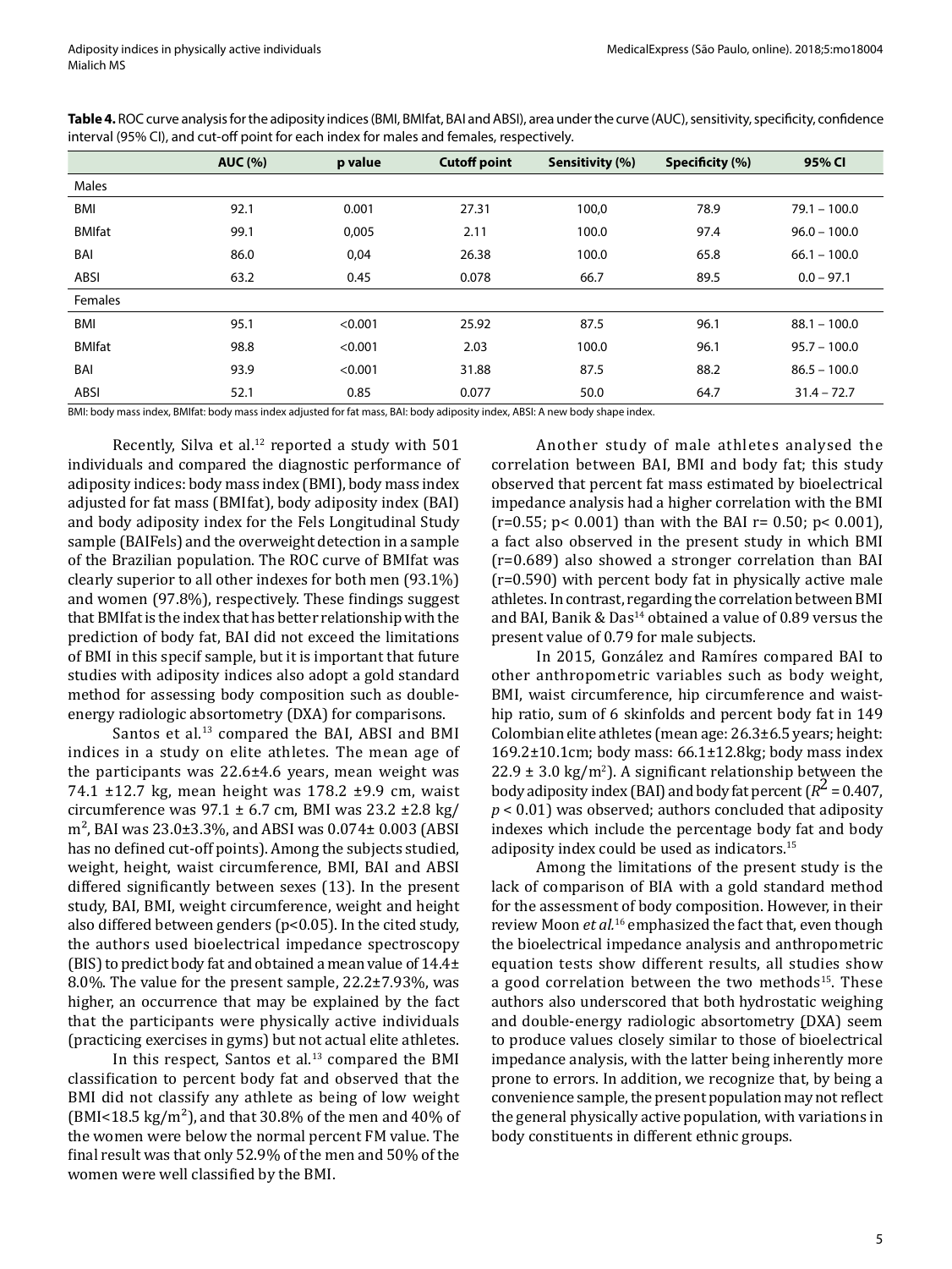**Table 4.** ROC curve analysis for the adiposity indices (BMI, BMIfat, BAI and ABSI), area under the curve (AUC), sensitivity, specificity, confidence interval (95% CI), and cut-off point for each index for males and females, respectively.

| | AUC (%) | p value | Cutoff point | Sensitivity (%) | Specificity (%) | 95% CI |
|---|---|---|---|---|---|---|
| Males | | | | | | |
| BMI | 92.1 | 0.001 | 27.31 | 100,0 | 78.9 | 79.1 – 100.0 |
| BMIfat | 99.1 | 0,005 | 2.11 | 100.0 | 97.4 | 96.0 – 100.0 |
| BAI | 86.0 | 0,04 | 26.38 | 100.0 | 65.8 | 66.1 – 100.0 |
| ABSI | 63.2 | 0.45 | 0.078 | 66.7 | 89.5 | 0.0 – 97.1 |
| Females | | | | | | |
| BMI | 95.1 | <0.001 | 25.92 | 87.5 | 96.1 | 88.1 – 100.0 |
| BMIfat | 98.8 | <0.001 | 2.03 | 100.0 | 96.1 | 95.7 – 100.0 |
| BAI | 93.9 | <0.001 | 31.88 | 87.5 | 88.2 | 86.5 – 100.0 |
| ABSI | 52.1 | 0.85 | 0.077 | 50.0 | 64.7 | 31.4 – 72.7 |

BMI: body mass index, BMIfat: body mass index adjusted for fat mass, BAI: body adiposity index, ABSI: A new body shape index.

Recently, Silva et al.[12] reported a study with 501 individuals and compared the diagnostic performance of adiposity indices: body mass index (BMI), body mass index adjusted for fat mass (BMIfat), body adiposity index (BAI) and body adiposity index for the Fels Longitudinal Study sample (BAIFels) and the overweight detection in a sample of the Brazilian population. The ROC curve of BMIfat was clearly superior to all other indexes for both men (93.1%) and women (97.8%), respectively. These findings suggest that BMIfat is the index that has better relationship with the prediction of body fat, BAI did not exceed the limitations of BMI in this specif sample, but it is important that future studies with adiposity indices also adopt a gold standard method for assessing body composition such as double-energy radiologic absortometry (DXA) for comparisons.

Santos et al.[13] compared the BAI, ABSI and BMI indices in a study on elite athletes. The mean age of the participants was 22.6±4.6 years, mean weight was 74.1 ±12.7 kg, mean height was 178.2 ±9.9 cm, waist circumference was 97.1 ± 6.7 cm, BMI was 23.2 ±2.8 kg/m², BAI was 23.0±3.3%, and ABSI was 0.074± 0.003 (ABSI has no defined cut-off points). Among the subjects studied, weight, height, waist circumference, BMI, BAI and ABSI differed significantly between sexes (13). In the present study, BAI, BMI, weight circumference, weight and height also differed between genders ($p<0.05$). In the cited study, the authors used bioelectrical impedance spectroscopy (BIS) to predict body fat and obtained a mean value of 14.4± 8.0%. The value for the present sample, 22.2±7.93%, was higher, an occurrence that may be explained by the fact that the participants were physically active individuals (practicing exercises in gyms) but not actual elite athletes.

In this respect, Santos et al.[13] compared the BMI classification to percent body fat and observed that the BMI did not classify any athlete as being of low weight (BMI<18.5 kg/m²), and that 30.8% of the men and 40% of the women were below the normal percent FM value. The final result was that only 52.9% of the men and 50% of the women were well classified by the BMI.

Another study of male athletes analysed the correlation between BAI, BMI and body fat; this study observed that percent fat mass estimated by bioelectrical impedance analysis had a higher correlation with the BMI ($r=0.55$; $p< 0.001$) than with the BAI $r= 0.50$; $p< 0.001$), a fact also observed in the present study in which BMI ($r=0.689$) also showed a stronger correlation than BAI ($r=0.590$) with percent body fat in physically active male athletes. In contrast, regarding the correlation between BMI and BAI, Banik & Das[14] obtained a value of 0.89 versus the present value of 0.79 for male subjects.

In 2015, González and Ramíres compared BAI to other anthropometric variables such as body weight, BMI, waist circumference, hip circumference and waist-hip ratio, sum of 6 skinfolds and percent body fat in 149 Colombian elite athletes (mean age: 26.3±6.5 years; height: 169.2±10.1cm; body mass: 66.1±12.8kg; body mass index 22.9 ± 3.0 kg/m²). A significant relationship between the body adiposity index (BAI) and body fat percent ($R^2 = 0.407$, $p < 0.01$) was observed; authors concluded that adiposity indexes which include the percentage body fat and body adiposity index could be used as indicators.[15]

Among the limitations of the present study is the lack of comparison of BIA with a gold standard method for the assessment of body composition. However, in their review Moon *et al.*[16] emphasized the fact that, even though the bioelectrical impedance analysis and anthropometric equation tests show different results, all studies show a good correlation between the two methods[15]. These authors also underscored that both hydrostatic weighing and double-energy radiologic absortometry (DXA) seem to produce values closely similar to those of bioelectrical impedance analysis, with the latter being inherently more prone to errors. In addition, we recognize that, by being a convenience sample, the present population may not reflect the general physically active population, with variations in body constituents in different ethnic groups.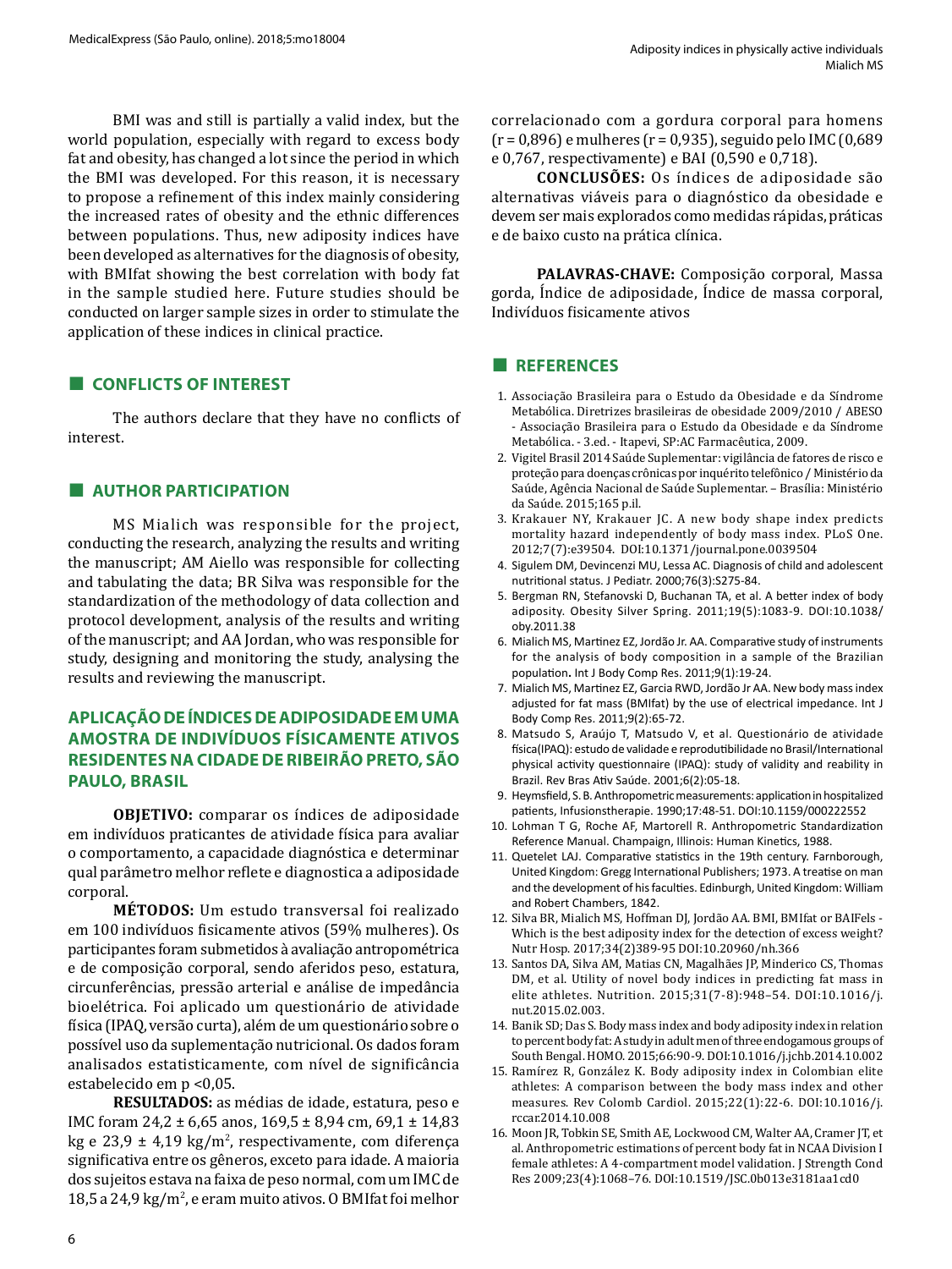BMI was and still is partially a valid index, but the world population, especially with regard to excess body fat and obesity, has changed a lot since the period in which the BMI was developed. For this reason, it is necessary to propose a refinement of this index mainly considering the increased rates of obesity and the ethnic differences between populations. Thus, new adiposity indices have been developed as alternatives for the diagnosis of obesity, with BMIfat showing the best correlation with body fat in the sample studied here. Future studies should be conducted on larger sample sizes in order to stimulate the application of these indices in clinical practice.

## CONFLICTS OF INTEREST

The authors declare that they have no conflicts of interest.

## AUTHOR PARTICIPATION

MS Mialich was responsible for the project, conducting the research, analyzing the results and writing the manuscript; AM Aiello was responsible for collecting and tabulating the data; BR Silva was responsible for the standardization of the methodology of data collection and protocol development, analysis of the results and writing of the manuscript; and AA Jordan, who was responsible for study, designing and monitoring the study, analysing the results and reviewing the manuscript.

## APLICAÇÃO DE ÍNDICES DE ADIPOSIDADE EM UMA AMOSTRA DE INDIVÍDUOS FÍSICAMENTE ATIVOS RESIDENTES NA CIDADE DE RIBEIRÃO PRETO, SÃO PAULO, BRASIL

**OBJETIVO:** comparar os índices de adiposidade em indivíduos praticantes de atividade física para avaliar o comportamento, a capacidade diagnóstica e determinar qual parâmetro melhor reflete e diagnostica a adiposidade corporal.

**MÉTODOS:** Um estudo transversal foi realizado em 100 indivíduos fisicamente ativos (59% mulheres). Os participantes foram submetidos à avaliação antropométrica e de composição corporal, sendo aferidos peso, estatura, circunferências, pressão arterial e análise de impedância bioelétrica. Foi aplicado um questionário de atividade física (IPAQ, versão curta), além de um questionário sobre o possível uso da suplementação nutricional. Os dados foram analisados estatisticamente, com nível de significância estabelecido em $p < 0,05$.

**RESULTADOS:** as médias de idade, estatura, peso e IMC foram 24,2 ± 6,65 anos, 169,5 ± 8,94 cm, 69,1 ± 14,83 kg e 23,9 ± 4,19 kg/m$^2$, respectivamente, com diferença significativa entre os gêneros, exceto para idade. A maioria dos sujeitos estava na faixa de peso normal, com um IMC de 18,5 a 24,9 kg/m$^2$, e eram muito ativos. O BMIfat foi melhor correlacionado com a gordura corporal para homens ($r = 0,896$) e mulheres ($r = 0,935$), seguido pelo IMC (0,689 e 0,767, respectivamente) e BAI (0,590 e 0,718).

**CONCLUSÕES:** Os índices de adiposidade são alternativas viáveis para o diagnóstico da obesidade e devem ser mais explorados como medidas rápidas, práticas e de baixo custo na prática clínica.

**PALAVRAS-CHAVE:** Composição corporal, Massa gorda, Índice de adiposidade, Índice de massa corporal, Indivíduos fisicamente ativos

## REFERENCES

1. Associação Brasileira para o Estudo da Obesidade e da Síndrome Metabólica. Diretrizes brasileiras de obesidade 2009/2010 / ABESO - Associação Brasileira para o Estudo da Obesidade e da Síndrome Metabólica. - 3.ed. - Itapevi, SP:AC Farmacêutica, 2009.
2. Vigitel Brasil 2014 Saúde Suplementar: vigilância de fatores de risco e proteção para doenças crônicas por inquérito telefônico / Ministério da Saúde, Agência Nacional de Saúde Suplementar. – Brasília: Ministério da Saúde. 2015;165 p.il.
3. Krakauer NY, Krakauer JC. A new body shape index predicts mortality hazard independently of body mass index. PLoS One. 2012;7(7):e39504. DOI:10.1371/journal.pone.0039504
4. Sigulem DM, Devincenzi MU, Lessa AC. Diagnosis of child and adolescent nutritional status. J Pediatr. 2000;76(3):S275-84.
5. Bergman RN, Stefanovski D, Buchanan TA, et al. A better index of body adiposity. Obesity Silver Spring. 2011;19(5):1083-9. DOI:10.1038/oby.2011.38
6. Mialich MS, Martinez EZ, Jordão Jr. AA. Comparative study of instruments for the analysis of body composition in a sample of the Brazilian population. Int J Body Comp Res. 2011;9(1):19-24.
7. Mialich MS, Martinez EZ, Garcia RWD, Jordão Jr AA. New body mass index adjusted for fat mass (BMIfat) by the use of electrical impedance. Int J Body Comp Res. 2011;9(2):65-72.
8. Matsudo S, Araújo T, Matsudo V, et al. Questionário de atividade física(IPAQ): estudo de validade e reprodutibilidade no Brasil/International physical activity questionnaire (IPAQ): study of validity and reability in Brazil. Rev Bras Ativ Saúde. 2001;6(2):05-18.
9. Heymsfield, S. B. Anthropometric measurements: application in hospitalized patients, Infusionstherapie. 1990;17:48-51. DOI:10.1159/000222552
10. Lohman T G, Roche AF, Martorell R. Anthropometric Standardization Reference Manual. Champaign, Illinois: Human Kinetics, 1988.
11. Quetelet LAJ. Comparative statistics in the 19th century. Farnborough, United Kingdom: Gregg International Publishers; 1973. A treatise on man and the development of his faculties. Edinburgh, United Kingdom: William and Robert Chambers, 1842.
12. Silva BR, Mialich MS, Hoffman DJ, Jordão AA. BMI, BMIfat or BAIFels - Which is the best adiposity index for the detection of excess weight? Nutr Hosp. 2017;34(2)389-95 DOI:10.20960/nh.366
13. Santos DA, Silva AM, Matias CN, Magalhães JP, Minderico CS, Thomas DM, et al. Utility of novel body indices in predicting fat mass in elite athletes. Nutrition. 2015;31(7-8):948–54. DOI:10.1016/j.nut.2015.02.003.
14. Banik SD; Das S. Body mass index and body adiposity index in relation to percent body fat: A study in adult men of three endogamous groups of South Bengal. HOMO. 2015;66:90-9. DOI:10.1016/j.jchb.2014.10.002
15. Ramírez R, González K. Body adiposity index in Colombian elite athletes: A comparison between the body mass index and other measures. Rev Colomb Cardiol. 2015;22(1):22-6. DOI:10.1016/j.rccar.2014.10.008
16. Moon JR, Tobkin SE, Smith AE, Lockwood CM, Walter AA, Cramer JT, et al. Anthropometric estimations of percent body fat in NCAA Division I female athletes: A 4-compartment model validation. J Strength Cond Res 2009;23(4):1068–76. DOI:10.1519/JSC.0b013e3181aa1cd0